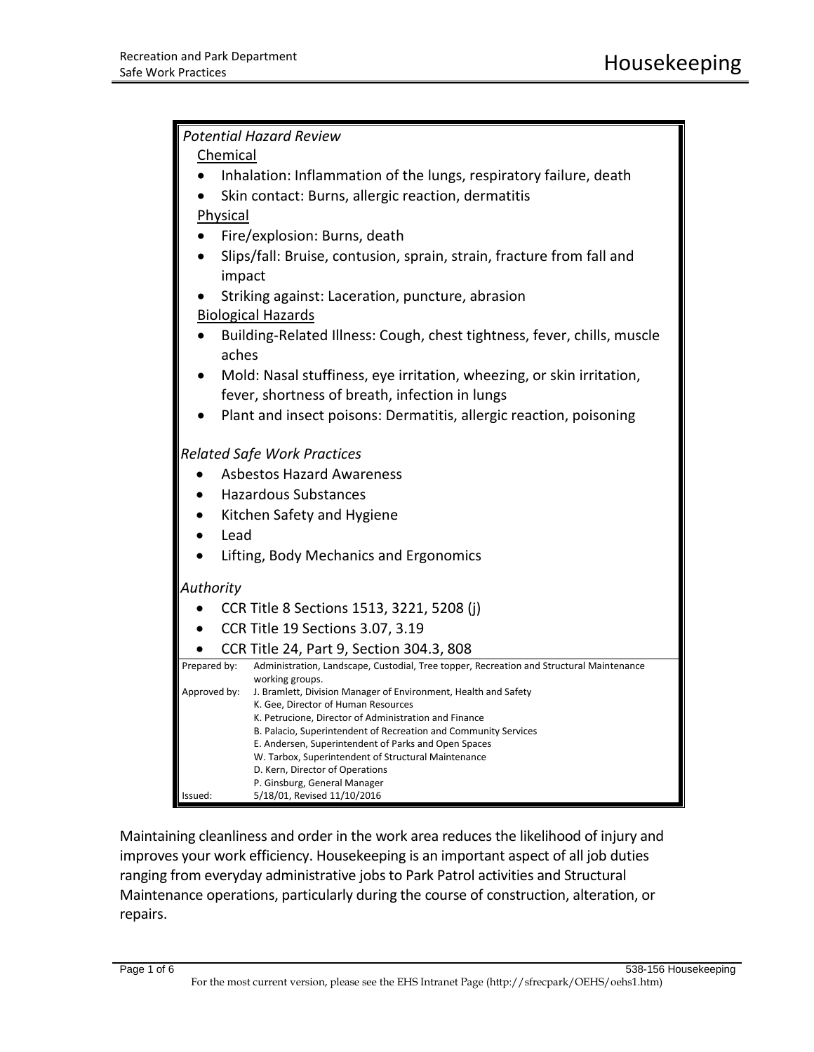# Housekeeping

*Potential Hazard Review*

Chemical

- Inhalation: Inflammation of the lungs, respiratory failure, death
- Skin contact: Burns, allergic reaction, dermatitis

Physical

- Fire/explosion: Burns, death
- Slips/fall: Bruise, contusion, sprain, strain, fracture from fall and impact
- Striking against: Laceration, puncture, abrasion

Biological Hazards

- Building-Related Illness: Cough, chest tightness, fever, chills, muscle aches
- Mold: Nasal stuffiness, eye irritation, wheezing, or skin irritation, fever, shortness of breath, infection in lungs
- Plant and insect poisons: Dermatitis, allergic reaction, poisoning

*Related Safe Work Practices*

- Asbestos Hazard Awareness
- Hazardous Substances
- Kitchen Safety and Hygiene
- Lead
- Lifting, Body Mechanics and Ergonomics

*Authority*

- CCR Title 8 Sections 1513, 3221, 5208 (j)
- CCR Title 19 Sections 3.07, 3.19
- CCR Title 24, Part 9, Section 304.3, 808

| | |
|---|---|
| Prepared by: | Administration, Landscape, Custodial, Tree topper, Recreation and Structural Maintenance working groups. |
| Approved by: | J. Bramlett, Division Manager of Environment, Health and Safety<br>K. Gee, Director of Human Resources<br>K. Petrucione, Director of Administration and Finance<br>B. Palacio, Superintendent of Recreation and Community Services<br>E. Andersen, Superintendent of Parks and Open Spaces<br>W. Tarbox, Superintendent of Structural Maintenance<br>D. Kern, Director of Operations<br>P. Ginsburg, General Manager |
| Issued: | 5/18/01, Revised 11/10/2016 |

Maintaining cleanliness and order in the work area reduces the likelihood of injury and improves your work efficiency. Housekeeping is an important aspect of all job duties ranging from everyday administrative jobs to Park Patrol activities and Structural Maintenance operations, particularly during the course of construction, alteration, or repairs.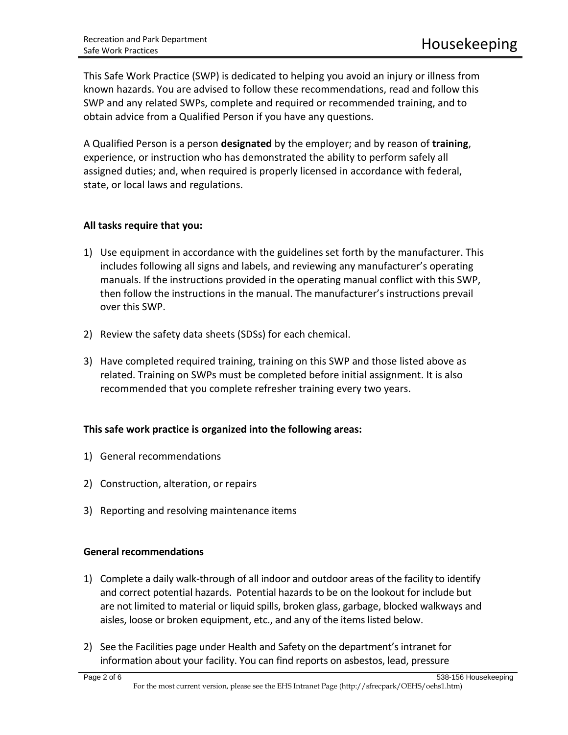This Safe Work Practice (SWP) is dedicated to helping you avoid an injury or illness from known hazards. You are advised to follow these recommendations, read and follow this SWP and any related SWPs, complete and required or recommended training, and to obtain advice from a Qualified Person if you have any questions.

A Qualified Person is a person **designated** by the employer; and by reason of **training**, experience, or instruction who has demonstrated the ability to perform safely all assigned duties; and, when required is properly licensed in accordance with federal, state, or local laws and regulations.

**All tasks require that you:**

1) Use equipment in accordance with the guidelines set forth by the manufacturer. This includes following all signs and labels, and reviewing any manufacturer's operating manuals. If the instructions provided in the operating manual conflict with this SWP, then follow the instructions in the manual. The manufacturer's instructions prevail over this SWP.

2) Review the safety data sheets (SDSs) for each chemical.

3) Have completed required training, training on this SWP and those listed above as related. Training on SWPs must be completed before initial assignment. It is also recommended that you complete refresher training every two years.

**This safe work practice is organized into the following areas:**

1) General recommendations

2) Construction, alteration, or repairs

3) Reporting and resolving maintenance items

**General recommendations**

1) Complete a daily walk-through of all indoor and outdoor areas of the facility to identify and correct potential hazards. Potential hazards to be on the lookout for include but are not limited to material or liquid spills, broken glass, garbage, blocked walkways and aisles, loose or broken equipment, etc., and any of the items listed below.

2) See the Facilities page under Health and Safety on the department's intranet for information about your facility. You can find reports on asbestos, lead, pressure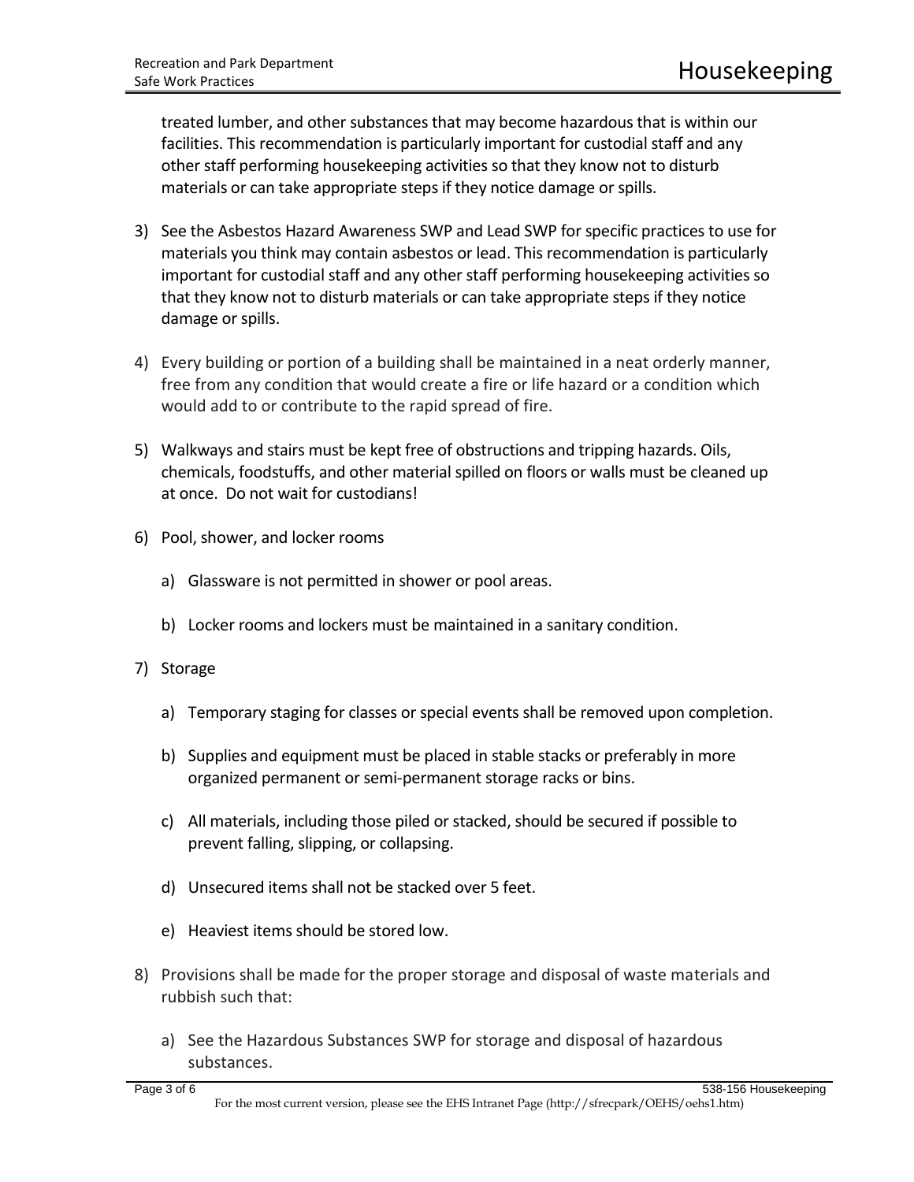treated lumber, and other substances that may become hazardous that is within our facilities. This recommendation is particularly important for custodial staff and any other staff performing housekeeping activities so that they know not to disturb materials or can take appropriate steps if they notice damage or spills.

3) See the Asbestos Hazard Awareness SWP and Lead SWP for specific practices to use for materials you think may contain asbestos or lead. This recommendation is particularly important for custodial staff and any other staff performing housekeeping activities so that they know not to disturb materials or can take appropriate steps if they notice damage or spills.

4) Every building or portion of a building shall be maintained in a neat orderly manner, free from any condition that would create a fire or life hazard or a condition which would add to or contribute to the rapid spread of fire.

5) Walkways and stairs must be kept free of obstructions and tripping hazards. Oils, chemicals, foodstuffs, and other material spilled on floors or walls must be cleaned up at once. Do not wait for custodians!

6) Pool, shower, and locker rooms

    a) Glassware is not permitted in shower or pool areas.

    b) Locker rooms and lockers must be maintained in a sanitary condition.

7) Storage

    a) Temporary staging for classes or special events shall be removed upon completion.

    b) Supplies and equipment must be placed in stable stacks or preferably in more organized permanent or semi-permanent storage racks or bins.

    c) All materials, including those piled or stacked, should be secured if possible to prevent falling, slipping, or collapsing.

    d) Unsecured items shall not be stacked over 5 feet.

    e) Heaviest items should be stored low.

8) Provisions shall be made for the proper storage and disposal of waste materials and rubbish such that:

    a) See the Hazardous Substances SWP for storage and disposal of hazardous substances.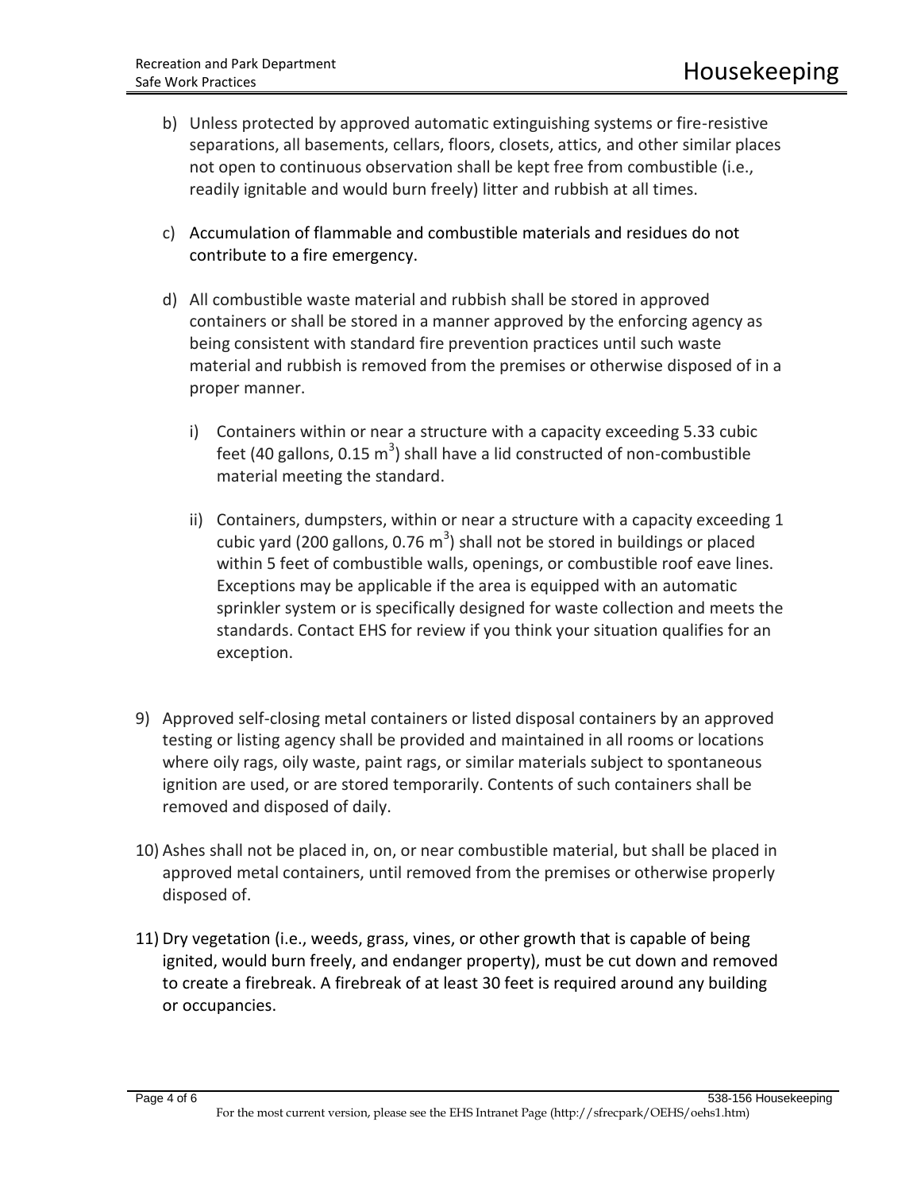b) Unless protected by approved automatic extinguishing systems or fire-resistive separations, all basements, cellars, floors, closets, attics, and other similar places not open to continuous observation shall be kept free from combustible (i.e., readily ignitable and would burn freely) litter and rubbish at all times.

c) Accumulation of flammable and combustible materials and residues do not contribute to a fire emergency.

d) All combustible waste material and rubbish shall be stored in approved containers or shall be stored in a manner approved by the enforcing agency as being consistent with standard fire prevention practices until such waste material and rubbish is removed from the premises or otherwise disposed of in a proper manner.

   i) Containers within or near a structure with a capacity exceeding 5.33 cubic feet (40 gallons, 0.15 $m^3$) shall have a lid constructed of non-combustible material meeting the standard.

   ii) Containers, dumpsters, within or near a structure with a capacity exceeding 1 cubic yard (200 gallons, 0.76 $m^3$) shall not be stored in buildings or placed within 5 feet of combustible walls, openings, or combustible roof eave lines. Exceptions may be applicable if the area is equipped with an automatic sprinkler system or is specifically designed for waste collection and meets the standards. Contact EHS for review if you think your situation qualifies for an exception.

9) Approved self-closing metal containers or listed disposal containers by an approved testing or listing agency shall be provided and maintained in all rooms or locations where oily rags, oily waste, paint rags, or similar materials subject to spontaneous ignition are used, or are stored temporarily. Contents of such containers shall be removed and disposed of daily.

10) Ashes shall not be placed in, on, or near combustible material, but shall be placed in approved metal containers, until removed from the premises or otherwise properly disposed of.

11) Dry vegetation (i.e., weeds, grass, vines, or other growth that is capable of being ignited, would burn freely, and endanger property), must be cut down and removed to create a firebreak. A firebreak of at least 30 feet is required around any building or occupancies.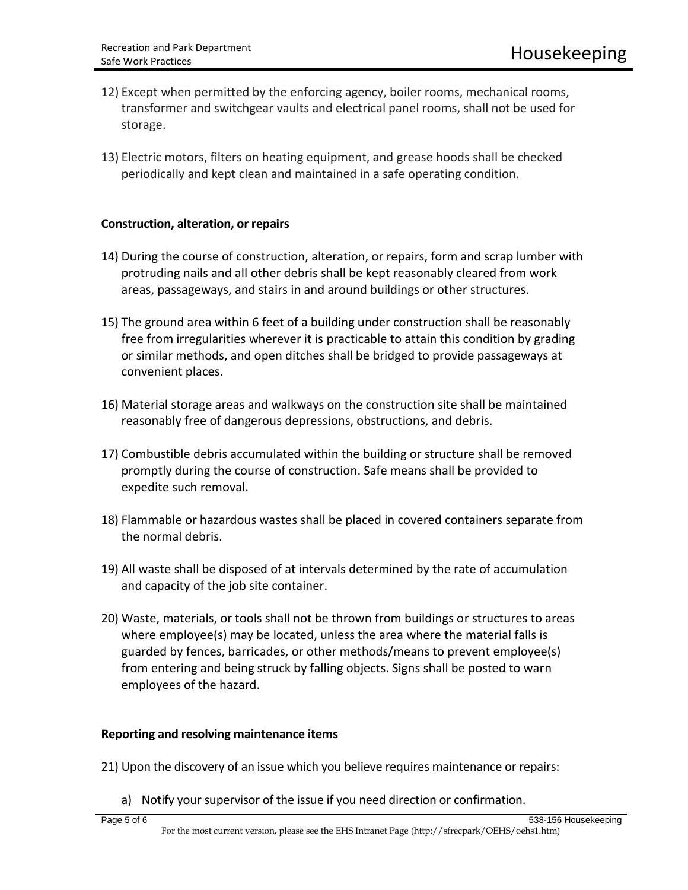12) Except when permitted by the enforcing agency, boiler rooms, mechanical rooms, transformer and switchgear vaults and electrical panel rooms, shall not be used for storage.

13) Electric motors, filters on heating equipment, and grease hoods shall be checked periodically and kept clean and maintained in a safe operating condition.

**Construction, alteration, or repairs**

14) During the course of construction, alteration, or repairs, form and scrap lumber with protruding nails and all other debris shall be kept reasonably cleared from work areas, passageways, and stairs in and around buildings or other structures.

15) The ground area within 6 feet of a building under construction shall be reasonably free from irregularities wherever it is practicable to attain this condition by grading or similar methods, and open ditches shall be bridged to provide passageways at convenient places.

16) Material storage areas and walkways on the construction site shall be maintained reasonably free of dangerous depressions, obstructions, and debris.

17) Combustible debris accumulated within the building or structure shall be removed promptly during the course of construction. Safe means shall be provided to expedite such removal.

18) Flammable or hazardous wastes shall be placed in covered containers separate from the normal debris.

19) All waste shall be disposed of at intervals determined by the rate of accumulation and capacity of the job site container.

20) Waste, materials, or tools shall not be thrown from buildings or structures to areas where employee(s) may be located, unless the area where the material falls is guarded by fences, barricades, or other methods/means to prevent employee(s) from entering and being struck by falling objects. Signs shall be posted to warn employees of the hazard.

**Reporting and resolving maintenance items**

21) Upon the discovery of an issue which you believe requires maintenance or repairs:

    a) Notify your supervisor of the issue if you need direction or confirmation.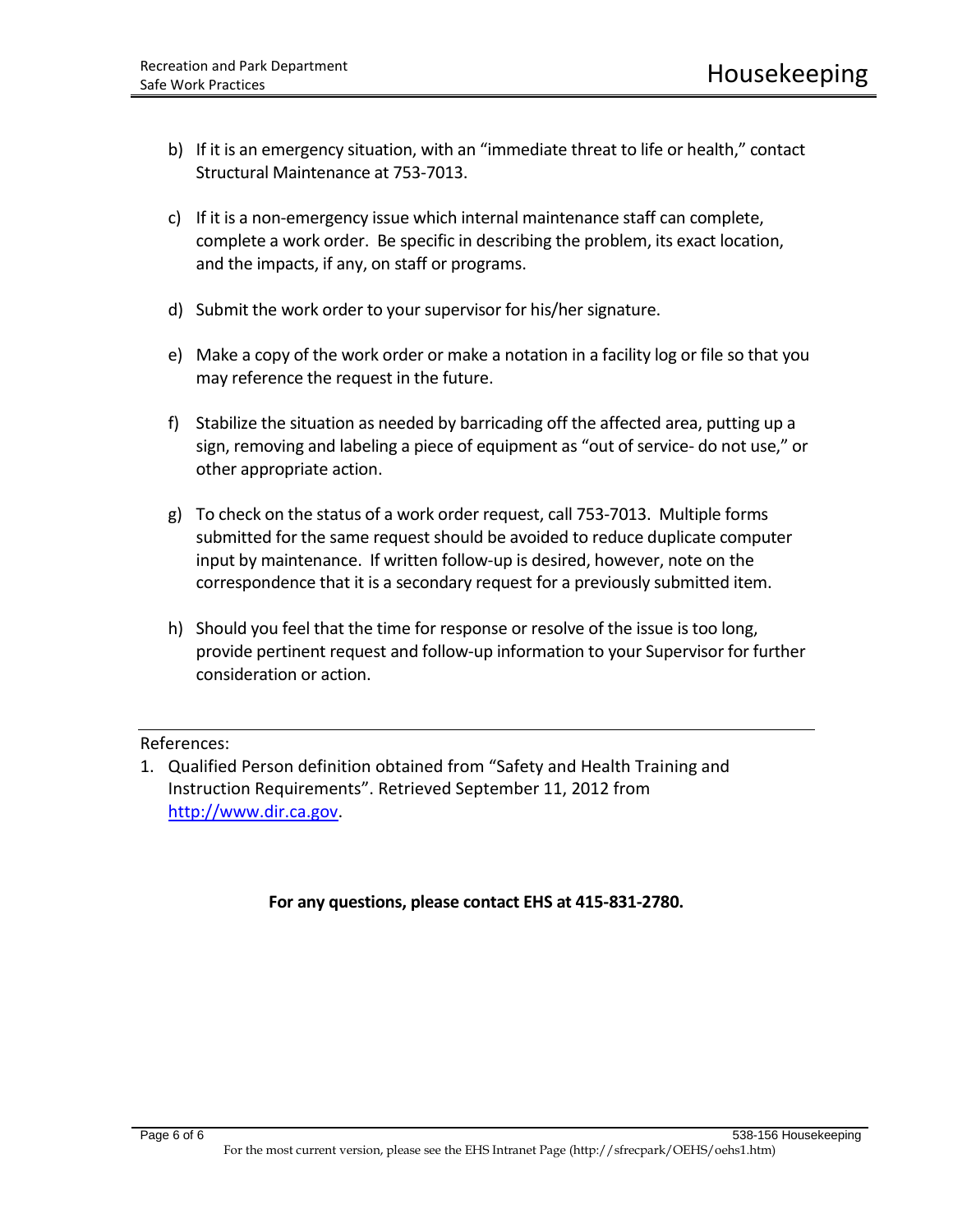b) If it is an emergency situation, with an "immediate threat to life or health," contact Structural Maintenance at 753-7013.

c) If it is a non-emergency issue which internal maintenance staff can complete, complete a work order. Be specific in describing the problem, its exact location, and the impacts, if any, on staff or programs.

d) Submit the work order to your supervisor for his/her signature.

e) Make a copy of the work order or make a notation in a facility log or file so that you may reference the request in the future.

f) Stabilize the situation as needed by barricading off the affected area, putting up a sign, removing and labeling a piece of equipment as "out of service- do not use," or other appropriate action.

g) To check on the status of a work order request, call 753-7013. Multiple forms submitted for the same request should be avoided to reduce duplicate computer input by maintenance. If written follow-up is desired, however, note on the correspondence that it is a secondary request for a previously submitted item.

h) Should you feel that the time for response or resolve of the issue is too long, provide pertinent request and follow-up information to your Supervisor for further consideration or action.

---

References:

1. Qualified Person definition obtained from "Safety and Health Training and Instruction Requirements". Retrieved September 11, 2012 from http://www.dir.ca.gov.

**For any questions, please contact EHS at 415-831-2780.**